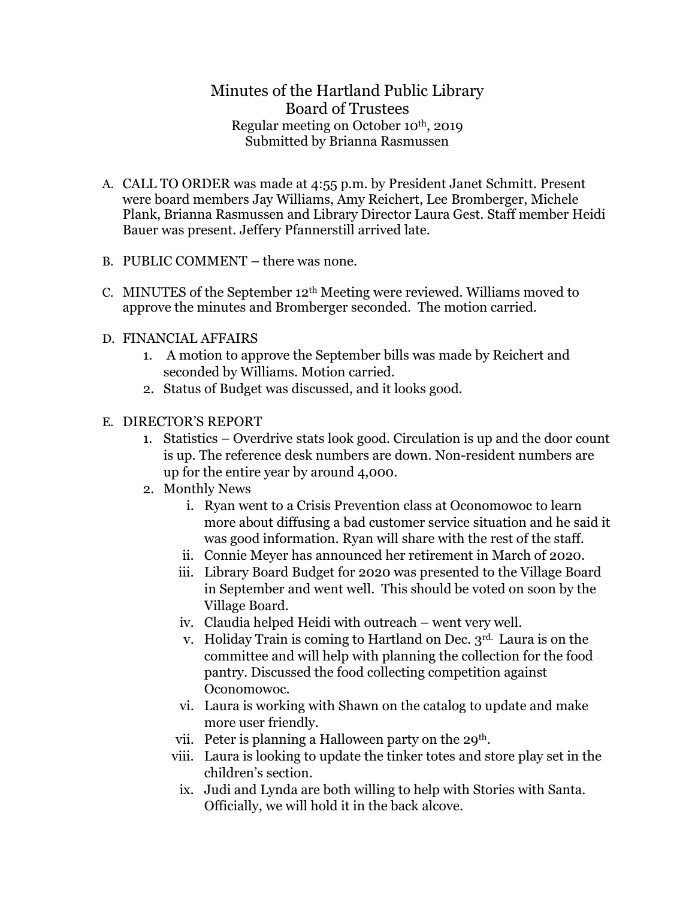# Minutes of the Hartland Public Library Board of Trustees

Regular meeting on October 10th, 2019
Submitted by Brianna Rasmussen

A. CALL TO ORDER was made at 4:55 p.m. by President Janet Schmitt. Present were board members Jay Williams, Amy Reichert, Lee Bromberger, Michele Plank, Brianna Rasmussen and Library Director Laura Gest. Staff member Heidi Bauer was present. Jeffery Pfannerstill arrived late.

B. PUBLIC COMMENT – there was none.

C. MINUTES of the September 12th Meeting were reviewed. Williams moved to approve the minutes and Bromberger seconded. The motion carried.

D. FINANCIAL AFFAIRS
   1. A motion to approve the September bills was made by Reichert and seconded by Williams. Motion carried.
   2. Status of Budget was discussed, and it looks good.

E. DIRECTOR'S REPORT
   1. Statistics – Overdrive stats look good. Circulation is up and the door count is up. The reference desk numbers are down. Non-resident numbers are up for the entire year by around 4,000.
   2. Monthly News
      i. Ryan went to a Crisis Prevention class at Oconomowoc to learn more about diffusing a bad customer service situation and he said it was good information. Ryan will share with the rest of the staff.
      ii. Connie Meyer has announced her retirement in March of 2020.
      iii. Library Board Budget for 2020 was presented to the Village Board in September and went well. This should be voted on soon by the Village Board.
      iv. Claudia helped Heidi with outreach – went very well.
      v. Holiday Train is coming to Hartland on Dec. 3rd. Laura is on the committee and will help with planning the collection for the food pantry. Discussed the food collecting competition against Oconomowoc.
      vi. Laura is working with Shawn on the catalog to update and make more user friendly.
      vii. Peter is planning a Halloween party on the 29th.
      viii. Laura is looking to update the tinker totes and store play set in the children's section.
      ix. Judi and Lynda are both willing to help with Stories with Santa. Officially, we will hold it in the back alcove.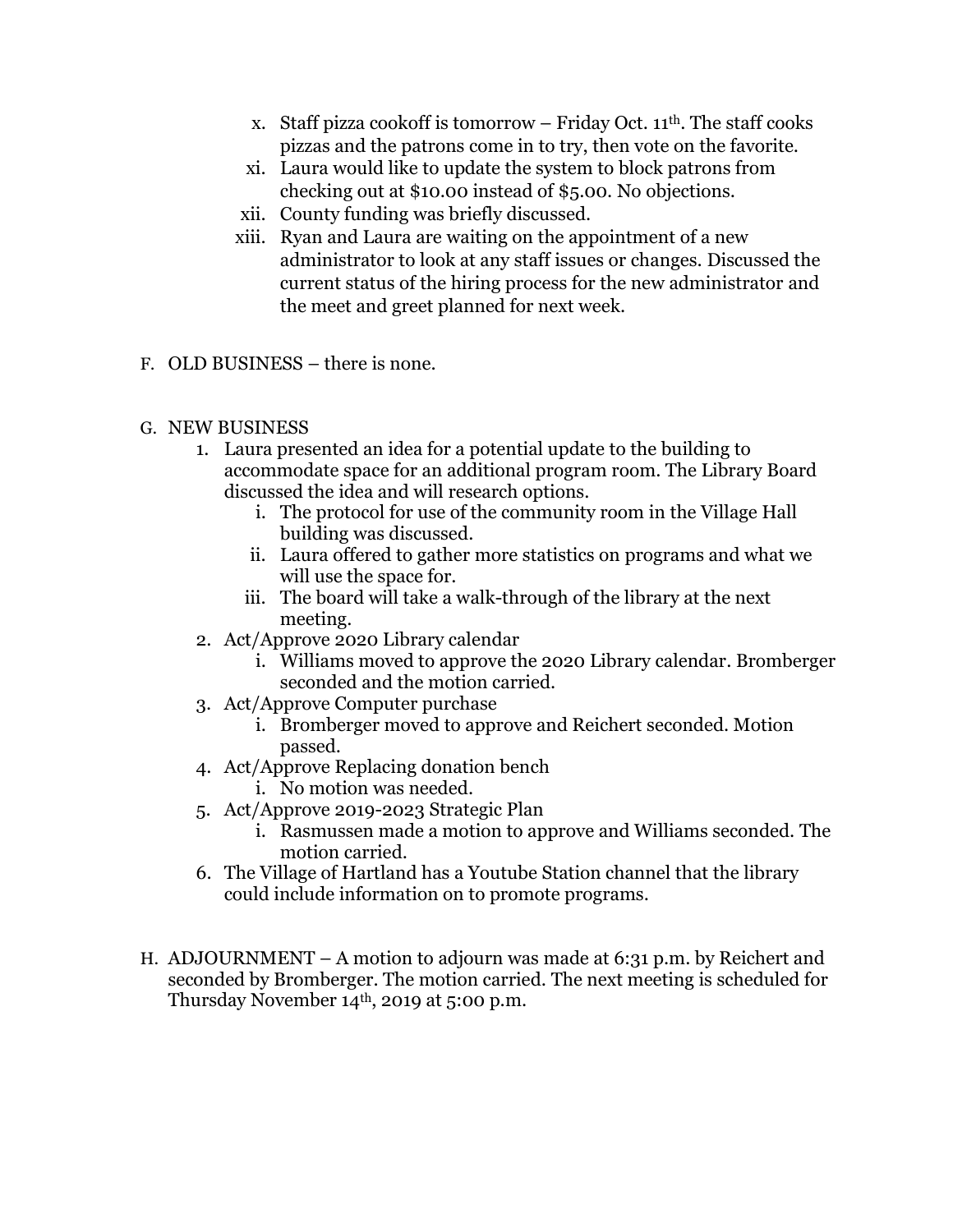x. Staff pizza cookoff is tomorrow – Friday Oct. 11th. The staff cooks pizzas and the patrons come in to try, then vote on the favorite.
xi. Laura would like to update the system to block patrons from checking out at $10.00 instead of $5.00. No objections.
xii. County funding was briefly discussed.
xiii. Ryan and Laura are waiting on the appointment of a new administrator to look at any staff issues or changes. Discussed the current status of the hiring process for the new administrator and the meet and greet planned for next week.

F. OLD BUSINESS – there is none.

G. NEW BUSINESS

1. Laura presented an idea for a potential update to the building to accommodate space for an additional program room. The Library Board discussed the idea and will research options.
   i. The protocol for use of the community room in the Village Hall building was discussed.
   ii. Laura offered to gather more statistics on programs and what we will use the space for.
   iii. The board will take a walk-through of the library at the next meeting.
2. Act/Approve 2020 Library calendar
   i. Williams moved to approve the 2020 Library calendar. Bromberger seconded and the motion carried.
3. Act/Approve Computer purchase
   i. Bromberger moved to approve and Reichert seconded. Motion passed.
4. Act/Approve Replacing donation bench
   i. No motion was needed.
5. Act/Approve 2019-2023 Strategic Plan
   i. Rasmussen made a motion to approve and Williams seconded. The motion carried.
6. The Village of Hartland has a Youtube Station channel that the library could include information on to promote programs.

H. ADJOURNMENT – A motion to adjourn was made at 6:31 p.m. by Reichert and seconded by Bromberger. The motion carried. The next meeting is scheduled for Thursday November 14th, 2019 at 5:00 p.m.